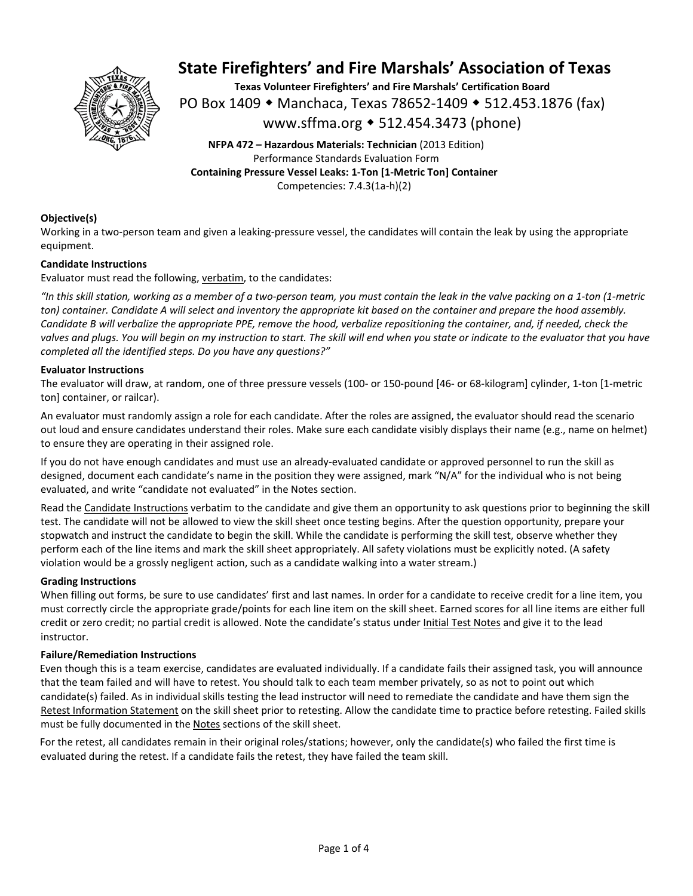# State Firefighters' and Fire Marshals' Association of Texas

**Texas Volunteer Firefighters' and Fire Marshals' Certification Board**

PO Box 1409 ◆ Manchaca, Texas 78652-1409 ◆ 512.453.1876 (fax)

www.sffma.org ◆ 512.454.3473 (phone)

**NFPA 472 – Hazardous Materials: Technician** (2013 Edition)
Performance Standards Evaluation Form
**Containing Pressure Vessel Leaks: 1-Ton [1-Metric Ton] Container**
Competencies: 7.4.3(1a-h)(2)

**Objective(s)**
Working in a two-person team and given a leaking-pressure vessel, the candidates will contain the leak by using the appropriate equipment.

**Candidate Instructions**
Evaluator must read the following, verbatim, to the candidates:

*"In this skill station, working as a member of a two-person team, you must contain the leak in the valve packing on a 1-ton (1-metric ton) container. Candidate A will select and inventory the appropriate kit based on the container and prepare the hood assembly. Candidate B will verbalize the appropriate PPE, remove the hood, verbalize repositioning the container, and, if needed, check the valves and plugs. You will begin on my instruction to start. The skill will end when you state or indicate to the evaluator that you have completed all the identified steps. Do you have any questions?"*

**Evaluator Instructions**
The evaluator will draw, at random, one of three pressure vessels (100- or 150-pound [46- or 68-kilogram] cylinder, 1-ton [1-metric ton] container, or railcar).

An evaluator must randomly assign a role for each candidate. After the roles are assigned, the evaluator should read the scenario out loud and ensure candidates understand their roles. Make sure each candidate visibly displays their name (e.g., name on helmet) to ensure they are operating in their assigned role.

If you do not have enough candidates and must use an already-evaluated candidate or approved personnel to run the skill as designed, document each candidate's name in the position they were assigned, mark "N/A" for the individual who is not being evaluated, and write "candidate not evaluated" in the Notes section.

Read the Candidate Instructions verbatim to the candidate and give them an opportunity to ask questions prior to beginning the skill test. The candidate will not be allowed to view the skill sheet once testing begins. After the question opportunity, prepare your stopwatch and instruct the candidate to begin the skill. While the candidate is performing the skill test, observe whether they perform each of the line items and mark the skill sheet appropriately. All safety violations must be explicitly noted. (A safety violation would be a grossly negligent action, such as a candidate walking into a water stream.)

**Grading Instructions**
When filling out forms, be sure to use candidates' first and last names. In order for a candidate to receive credit for a line item, you must correctly circle the appropriate grade/points for each line item on the skill sheet. Earned scores for all line items are either full credit or zero credit; no partial credit is allowed. Note the candidate's status under Initial Test Notes and give it to the lead instructor.

**Failure/Remediation Instructions**
Even though this is a team exercise, candidates are evaluated individually. If a candidate fails their assigned task, you will announce that the team failed and will have to retest. You should talk to each team member privately, so as not to point out which candidate(s) failed. As in individual skills testing the lead instructor will need to remediate the candidate and have them sign the Retest Information Statement on the skill sheet prior to retesting. Allow the candidate time to practice before retesting. Failed skills must be fully documented in the Notes sections of the skill sheet.

For the retest, all candidates remain in their original roles/stations; however, only the candidate(s) who failed the first time is evaluated during the retest. If a candidate fails the retest, they have failed the team skill.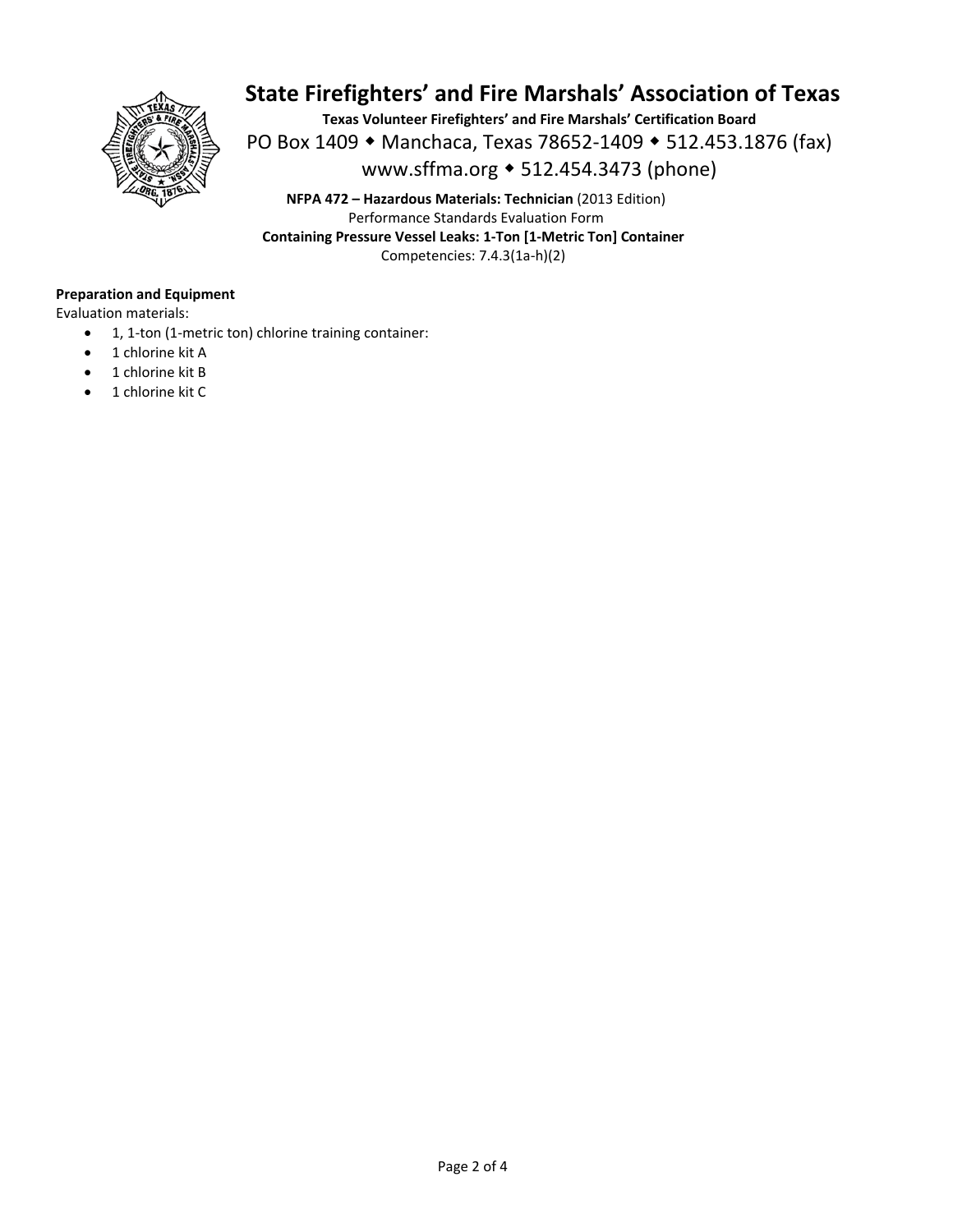# State Firefighters' and Fire Marshals' Association of Texas

**Texas Volunteer Firefighters' and Fire Marshals' Certification Board**

PO Box 1409 ◆ Manchaca, Texas 78652-1409 ◆ 512.453.1876 (fax)

www.sffma.org ◆ 512.454.3473 (phone)

**NFPA 472 – Hazardous Materials: Technician** (2013 Edition)

Performance Standards Evaluation Form

**Containing Pressure Vessel Leaks: 1-Ton [1-Metric Ton] Container**

Competencies: 7.4.3(1a-h)(2)

**Preparation and Equipment**

Evaluation materials:

- 1, 1-ton (1-metric ton) chlorine training container:
- 1 chlorine kit A
- 1 chlorine kit B
- 1 chlorine kit C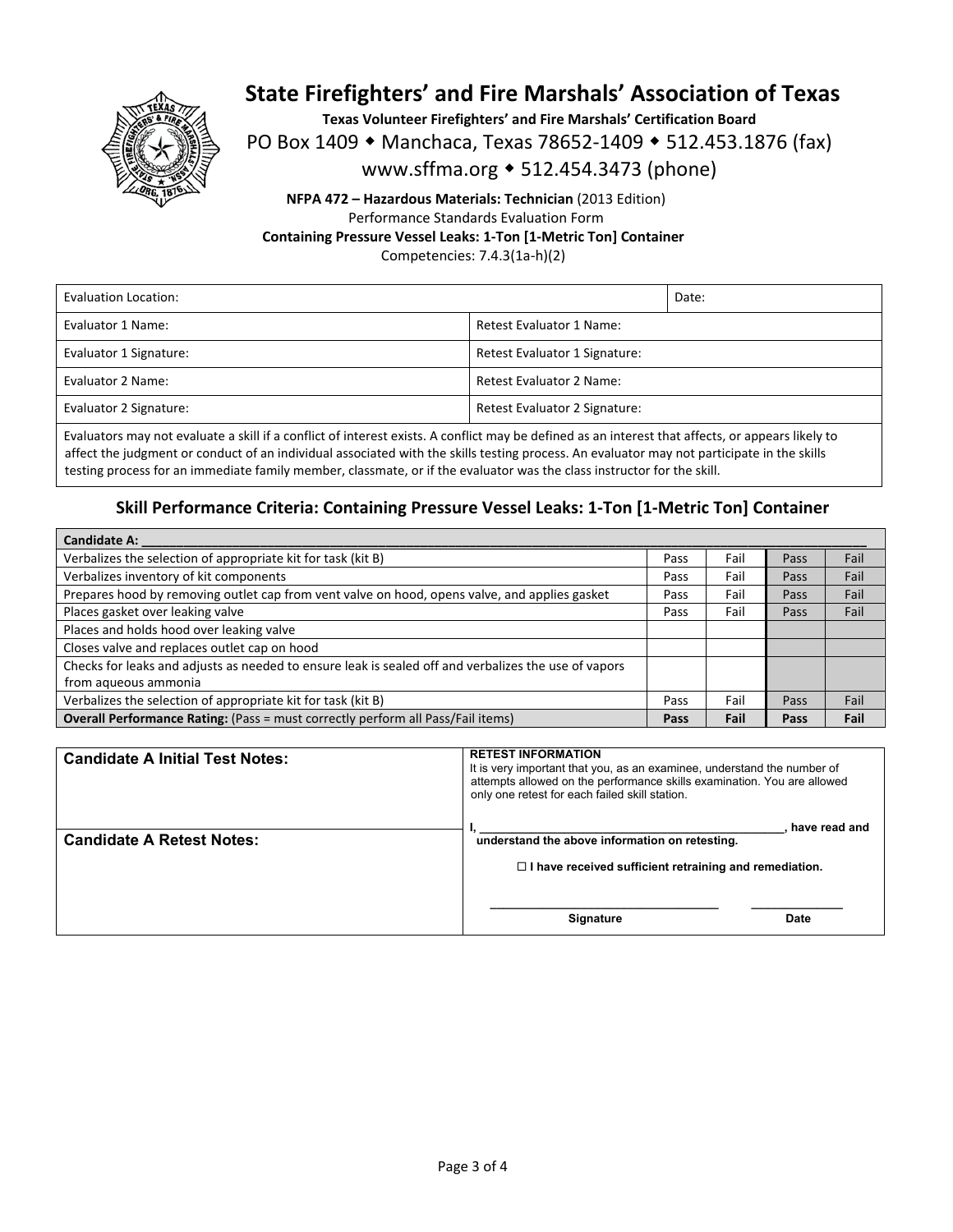# State Firefighters' and Fire Marshals' Association of Texas

**Texas Volunteer Firefighters' and Fire Marshals' Certification Board**

PO Box 1409 ◆ Manchaca, Texas 78652-1409 ◆ 512.453.1876 (fax)

www.sffma.org ◆ 512.454.3473 (phone)

**NFPA 472 – Hazardous Materials: Technician** (2013 Edition)

Performance Standards Evaluation Form

**Containing Pressure Vessel Leaks: 1-Ton [1-Metric Ton] Container**

Competencies: 7.4.3(1a-h)(2)

| Evaluation Location: | | Date: |
|---|---|---|
| Evaluator 1 Name: | Retest Evaluator 1 Name: | |
| Evaluator 1 Signature: | Retest Evaluator 1 Signature: | |
| Evaluator 2 Name: | Retest Evaluator 2 Name: | |
| Evaluator 2 Signature: | Retest Evaluator 2 Signature: | |

Evaluators may not evaluate a skill if a conflict of interest exists. A conflict may be defined as an interest that affects, or appears likely to affect the judgment or conduct of an individual associated with the skills testing process. An evaluator may not participate in the skills testing process for an immediate family member, classmate, or if the evaluator was the class instructor for the skill.

## Skill Performance Criteria: Containing Pressure Vessel Leaks: 1-Ton [1-Metric Ton] Container

| Candidate A: ______________________ | | | | |
|---|---|---|---|---|
| Verbalizes the selection of appropriate kit for task (kit B) | Pass | Fail | Pass | Fail |
| Verbalizes inventory of kit components | Pass | Fail | Pass | Fail |
| Prepares hood by removing outlet cap from vent valve on hood, opens valve, and applies gasket | Pass | Fail | Pass | Fail |
| Places gasket over leaking valve | Pass | Fail | Pass | Fail |
| Places and holds hood over leaking valve | | | | |
| Closes valve and replaces outlet cap on hood | | | | |
| Checks for leaks and adjusts as needed to ensure leak is sealed off and verbalizes the use of vapors from aqueous ammonia | | | | |
| Verbalizes the selection of appropriate kit for task (kit B) | Pass | Fail | Pass | Fail |
| **Overall Performance Rating:** (Pass = must correctly perform all Pass/Fail items) | **Pass** | **Fail** | **Pass** | **Fail** |

| **Candidate A Initial Test Notes:** | **RETEST INFORMATION**<br>It is very important that you, as an examinee, understand the number of attempts allowed on the performance skills examination. You are allowed only one retest for each failed skill station. |
|---|---|
| **Candidate A Retest Notes:** | **I, ______________________, have read and understand the above information on retesting.**<br>☐ **I have received sufficient retraining and remediation.**<br>______________________ **Signature** ______________ **Date** |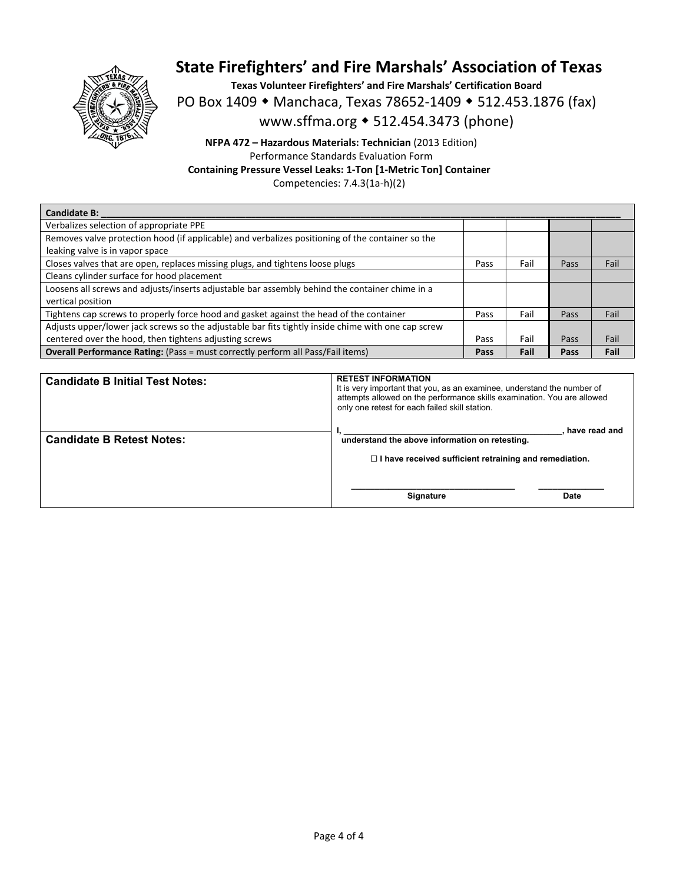# State Firefighters' and Fire Marshals' Association of Texas

**Texas Volunteer Firefighters' and Fire Marshals' Certification Board**

PO Box 1409 ◆ Manchaca, Texas 78652-1409 ◆ 512.453.1876 (fax)

www.sffma.org ◆ 512.454.3473 (phone)

**NFPA 472 – Hazardous Materials: Technician** (2013 Edition)

Performance Standards Evaluation Form

**Containing Pressure Vessel Leaks: 1-Ton [1-Metric Ton] Container**

Competencies: 7.4.3(1a-h)(2)

| **Candidate B:** ______________________ | | | | |
|---|---|---|---|---|
| Verbalizes selection of appropriate PPE | | | | |
| Removes valve protection hood (if applicable) and verbalizes positioning of the container so the leaking valve is in vapor space | | | | |
| Closes valves that are open, replaces missing plugs, and tightens loose plugs | Pass | Fail | Pass | Fail |
| Cleans cylinder surface for hood placement | | | | |
| Loosens all screws and adjusts/inserts adjustable bar assembly behind the container chime in a vertical position | | | | |
| Tightens cap screws to properly force hood and gasket against the head of the container | Pass | Fail | Pass | Fail |
| Adjusts upper/lower jack screws so the adjustable bar fits tightly inside chime with one cap screw centered over the hood, then tightens adjusting screws | Pass | Fail | Pass | Fail |
| **Overall Performance Rating:** (Pass = must correctly perform all Pass/Fail items) | **Pass** | **Fail** | **Pass** | **Fail** |

| | |
|---|---|
| **Candidate B Initial Test Notes:** | **RETEST INFORMATION**<br>It is very important that you, as an examinee, understand the number of attempts allowed on the performance skills examination. You are allowed only one retest for each failed skill station. |
| **Candidate B Retest Notes:** | **I, ______________________, have read and understand the above information on retesting.**<br><br>☐ **I have received sufficient retraining and remediation.**<br><br>______________________ **Signature** ______________ **Date** |